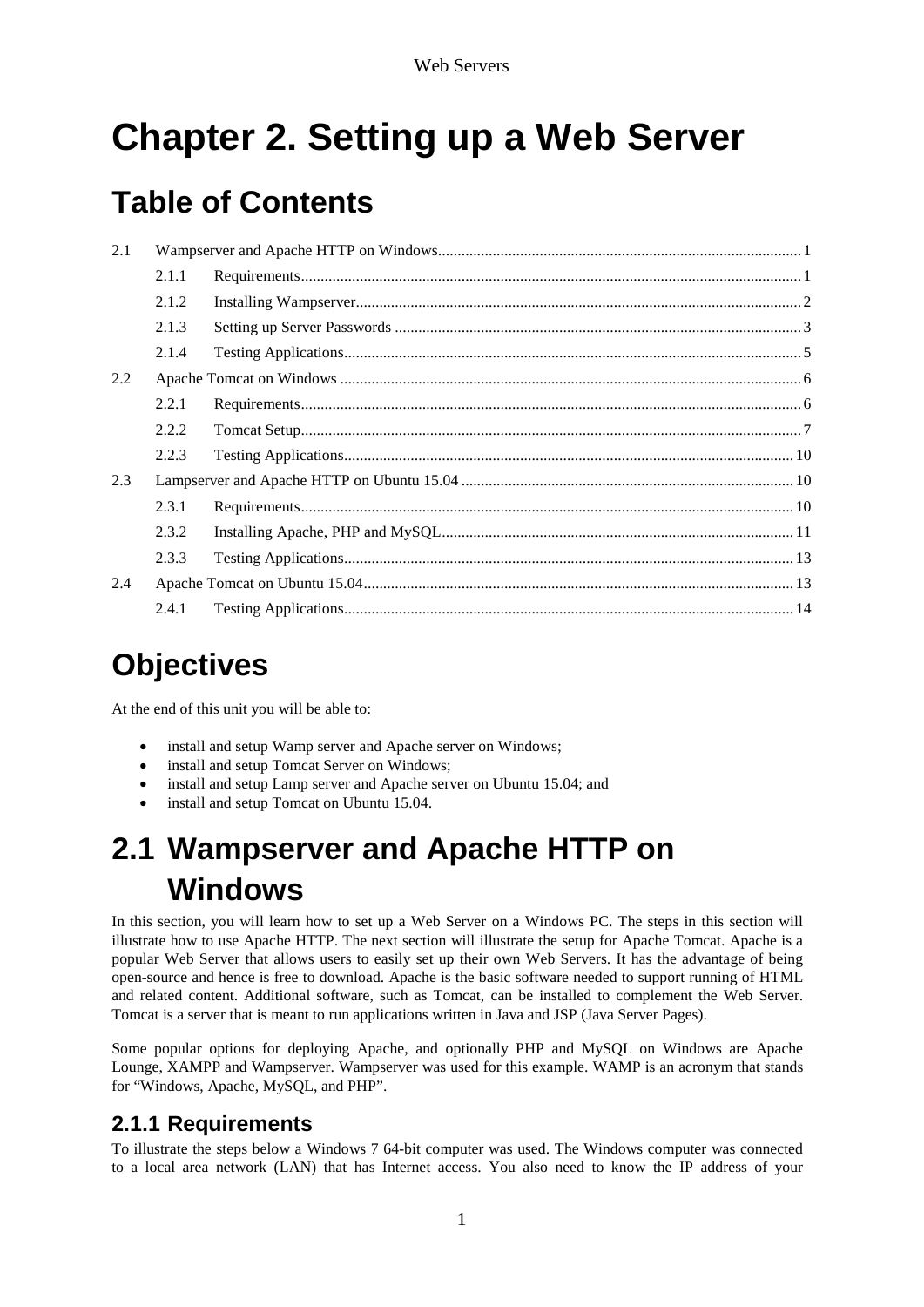# Chapter 2. Setting up a Web Server

## Table of Contents

| | | | |
|---|---|---|---|
| 2.1 | Wampserver and Apache HTTP on Windows | | 1 |
| | 2.1.1 | Requirements | 1 |
| | 2.1.2 | Installing Wampserver | 2 |
| | 2.1.3 | Setting up Server Passwords | 3 |
| | 2.1.4 | Testing Applications | 5 |
| 2.2 | Apache Tomcat on Windows | | 6 |
| | 2.2.1 | Requirements | 6 |
| | 2.2.2 | Tomcat Setup | 7 |
| | 2.2.3 | Testing Applications | 10 |
| 2.3 | Lampserver and Apache HTTP on Ubuntu 15.04 | | 10 |
| | 2.3.1 | Requirements | 10 |
| | 2.3.2 | Installing Apache, PHP and MySQL | 11 |
| | 2.3.3 | Testing Applications | 13 |
| 2.4 | Apache Tomcat on Ubuntu 15.04 | | 13 |
| | 2.4.1 | Testing Applications | 14 |

## Objectives

At the end of this unit you will be able to:

- install and setup Wamp server and Apache server on Windows;
- install and setup Tomcat Server on Windows;
- install and setup Lamp server and Apache server on Ubuntu 15.04; and
- install and setup Tomcat on Ubuntu 15.04.

## 2.1 Wampserver and Apache HTTP on Windows

In this section, you will learn how to set up a Web Server on a Windows PC. The steps in this section will illustrate how to use Apache HTTP. The next section will illustrate the setup for Apache Tomcat. Apache is a popular Web Server that allows users to easily set up their own Web Servers. It has the advantage of being open-source and hence is free to download. Apache is the basic software needed to support running of HTML and related content. Additional software, such as Tomcat, can be installed to complement the Web Server. Tomcat is a server that is meant to run applications written in Java and JSP (Java Server Pages).

Some popular options for deploying Apache, and optionally PHP and MySQL on Windows are Apache Lounge, XAMPP and Wampserver. Wampserver was used for this example. WAMP is an acronym that stands for "Windows, Apache, MySQL, and PHP".

### 2.1.1 Requirements

To illustrate the steps below a Windows 7 64-bit computer was used. The Windows computer was connected to a local area network (LAN) that has Internet access. You also need to know the IP address of your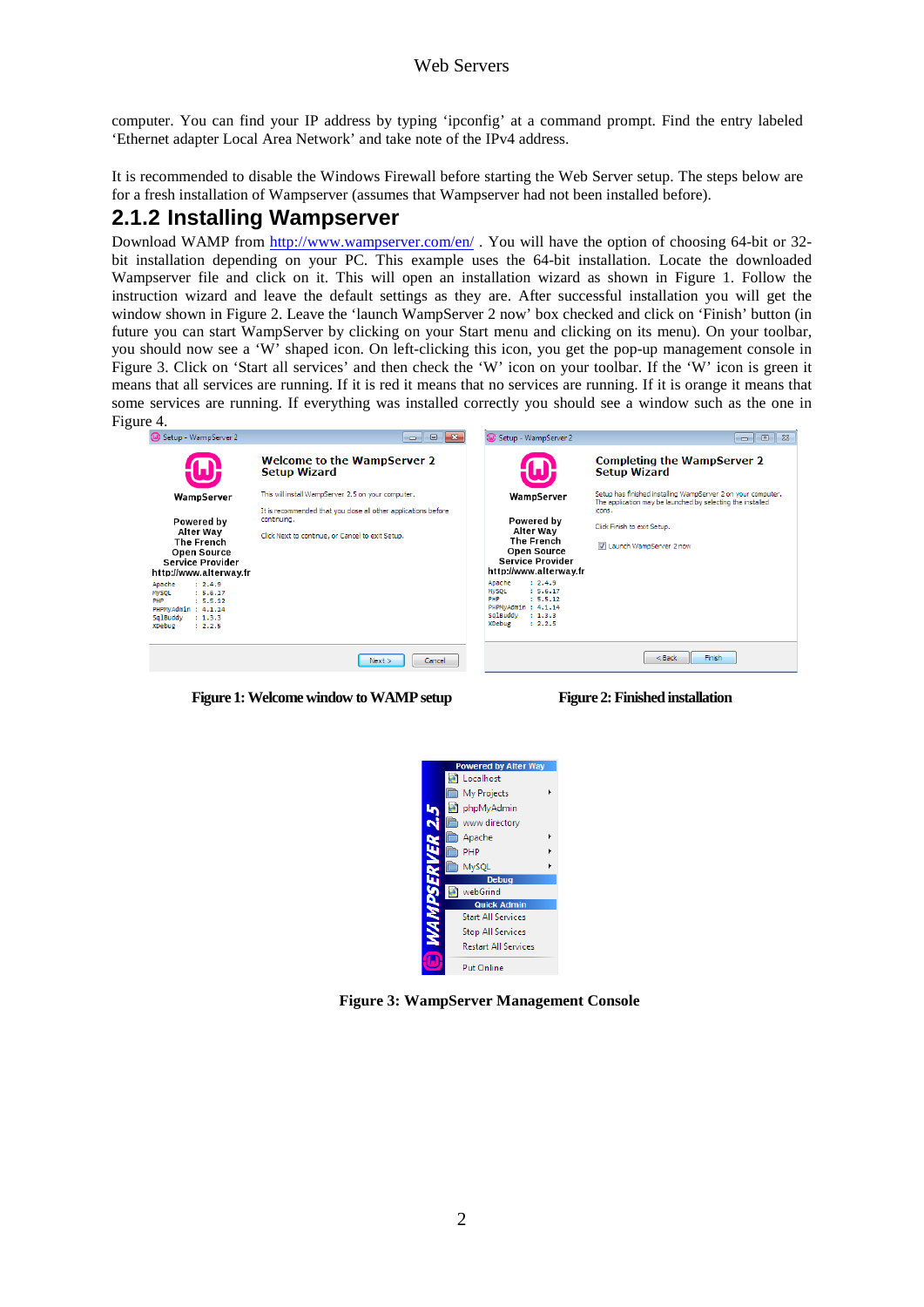computer. You can find your IP address by typing 'ipconfig' at a command prompt. Find the entry labeled 'Ethernet adapter Local Area Network' and take note of the IPv4 address.

It is recommended to disable the Windows Firewall before starting the Web Server setup. The steps below are for a fresh installation of Wampserver (assumes that Wampserver had not been installed before).

## 2.1.2 Installing Wampserver

Download WAMP from http://www.wampserver.com/en/ . You will have the option of choosing 64-bit or 32-bit installation depending on your PC. This example uses the 64-bit installation. Locate the downloaded Wampserver file and click on it. This will open an installation wizard as shown in Figure 1. Follow the instruction wizard and leave the default settings as they are. After successful installation you will get the window shown in Figure 2. Leave the 'launch WampServer 2 now' box checked and click on 'Finish' button (in future you can start WampServer by clicking on your Start menu and clicking on its menu). On your toolbar, you should now see a 'W' shaped icon. On left-clicking this icon, you get the pop-up management console in Figure 3. Click on 'Start all services' and then check the 'W' icon on your toolbar. If the 'W' icon is green it means that all services are running. If it is red it means that no services are running. If it is orange it means that some services are running. If everything was installed correctly you should see a window such as the one in Figure 4.

**Figure 1: Welcome window to WAMP setup**

**Figure 2: Finished installation**

**Figure 3: WampServer Management Console**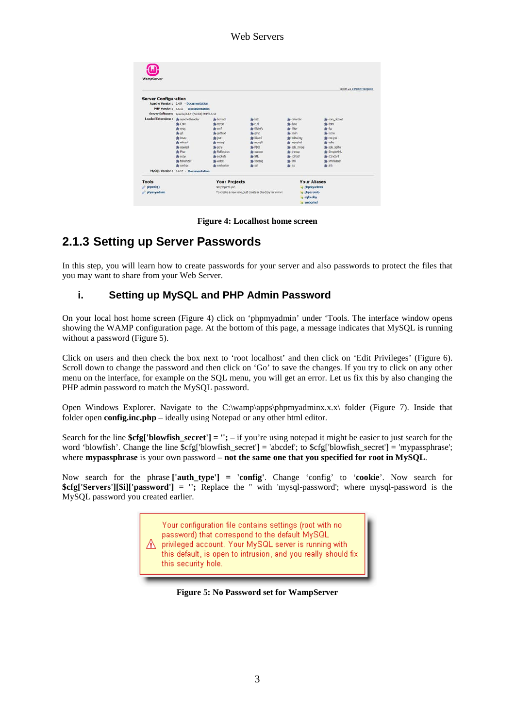Figure 4: Localhost home screen

## 2.1.3 Setting up Server Passwords

In this step, you will learn how to create passwords for your server and also passwords to protect the files that you may want to share from your Web Server.

### i. Setting up MySQL and PHP Admin Password

On your local host home screen (Figure 4) click on 'phpmyadmin' under 'Tools. The interface window opens showing the WAMP configuration page. At the bottom of this page, a message indicates that MySQL is running without a password (Figure 5).

Click on users and then check the box next to 'root localhost' and then click on 'Edit Privileges' (Figure 6). Scroll down to change the password and then click on 'Go' to save the changes. If you try to click on any other menu on the interface, for example on the SQL menu, you will get an error. Let us fix this by also changing the PHP admin password to match the MySQL password.

Open Windows Explorer. Navigate to the C:\wamp\apps\phpmyadminx.x.x\ folder (Figure 7). Inside that folder open **config.inc.php** – ideally using Notepad or any other html editor.

Search for the line **$cfg['blowfish_secret'] = '';** – if you're using notepad it might be easier to just search for the word 'blowfish'. Change the line $cfg['blowfish_secret'] = 'abcdef'; to $cfg['blowfish_secret'] = 'mypassphrase'; where **mypassphrase** is your own password – **not the same one that you specified for root in MySQL**.

Now search for the phrase **['auth_type'] = 'config'**. Change 'config' to '**cookie**'. Now search for **$cfg['Servers'][$i]['password'] = '';** Replace the '' with 'mysql-password'; where mysql-password is the MySQL password you created earlier.

Your configuration file contains settings (root with no password) that correspond to the default MySQL privileged account. Your MySQL server is running with this default, is open to intrusion, and you really should fix this security hole.

Figure 5: No Password set for WampServer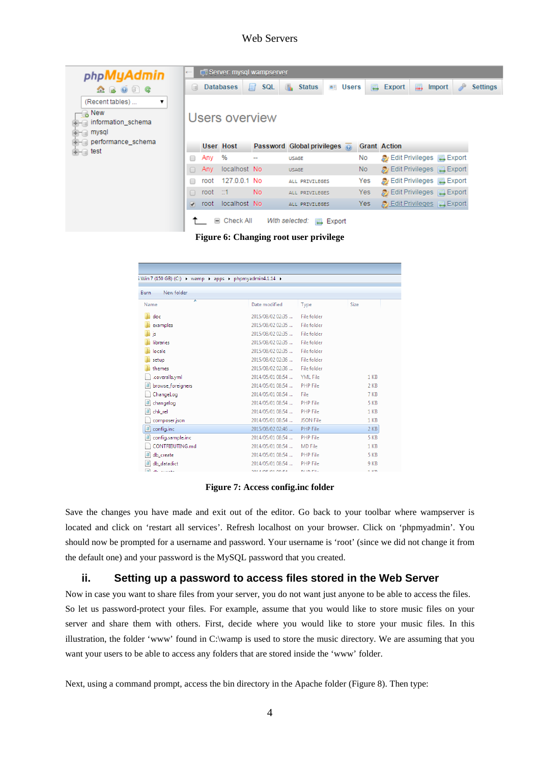**Figure 6: Changing root user privilege**

**Figure 7: Access config.inc folder**

Save the changes you have made and exit out of the editor. Go back to your toolbar where wampserver is located and click on 'restart all services'. Refresh localhost on your browser. Click on 'phpmyadmin'. You should now be prompted for a username and password. Your username is 'root' (since we did not change it from the default one) and your password is the MySQL password that you created.

### ii. Setting up a password to access files stored in the Web Server

Now in case you want to share files from your server, you do not want just anyone to be able to access the files. So let us password-protect your files. For example, assume that you would like to store music files on your server and share them with others. First, decide where you would like to store your music files. In this illustration, the folder 'www' found in C:\wamp is used to store the music directory. We are assuming that you want your users to be able to access any folders that are stored inside the 'www' folder.

Next, using a command prompt, access the bin directory in the Apache folder (Figure 8). Then type: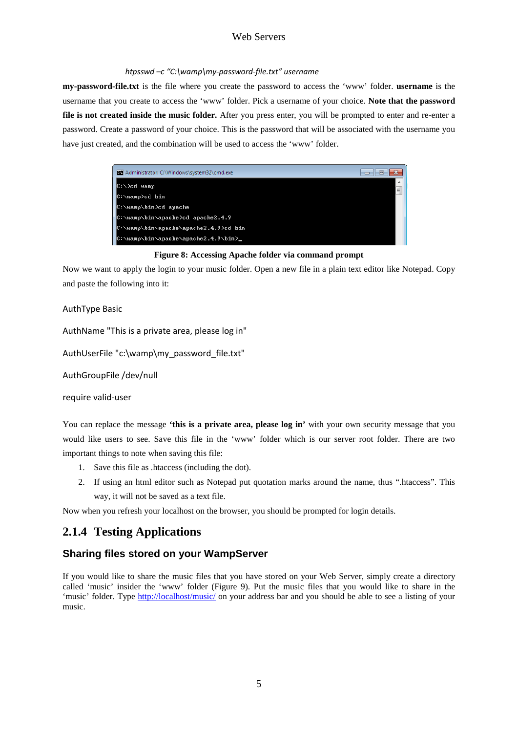*htpsswd –c "C:\wamp\my-password-file.txt" username*

**my-password-file.txt** is the file where you create the password to access the 'www' folder. **username** is the username that you create to access the 'www' folder. Pick a username of your choice. **Note that the password file is not created inside the music folder.** After you press enter, you will be prompted to enter and re-enter a password. Create a password of your choice. This is the password that will be associated with the username you have just created, and the combination will be used to access the 'www' folder.

```
C:\>cd wamp
C:\wamp>cd bin
C:\wamp\bin>cd apache
C:\wamp\bin\apache>cd apache2.4.9
C:\wamp\bin\apache\apache2.4.9>cd bin
C:\wamp\bin\apache\apache2.4.9\bin>_
```

**Figure 8: Accessing Apache folder via command prompt**

Now we want to apply the login to your music folder. Open a new file in a plain text editor like Notepad. Copy and paste the following into it:

```
AuthType Basic

AuthName "This is a private area, please log in"

AuthUserFile "c:\wamp\my_password_file.txt"

AuthGroupFile /dev/null

require valid-user
```

You can replace the message **'this is a private area, please log in'** with your own security message that you would like users to see. Save this file in the 'www' folder which is our server root folder. There are two important things to note when saving this file:

1. Save this file as .htaccess (including the dot).
2. If using an html editor such as Notepad put quotation marks around the name, thus ".htaccess". This way, it will not be saved as a text file.

Now when you refresh your localhost on the browser, you should be prompted for login details.

## 2.1.4 Testing Applications

### Sharing files stored on your WampServer

If you would like to share the music files that you have stored on your Web Server, simply create a directory called 'music' insider the 'www' folder (Figure 9). Put the music files that you would like to share in the 'music' folder. Type http://localhost/music/ on your address bar and you should be able to see a listing of your music.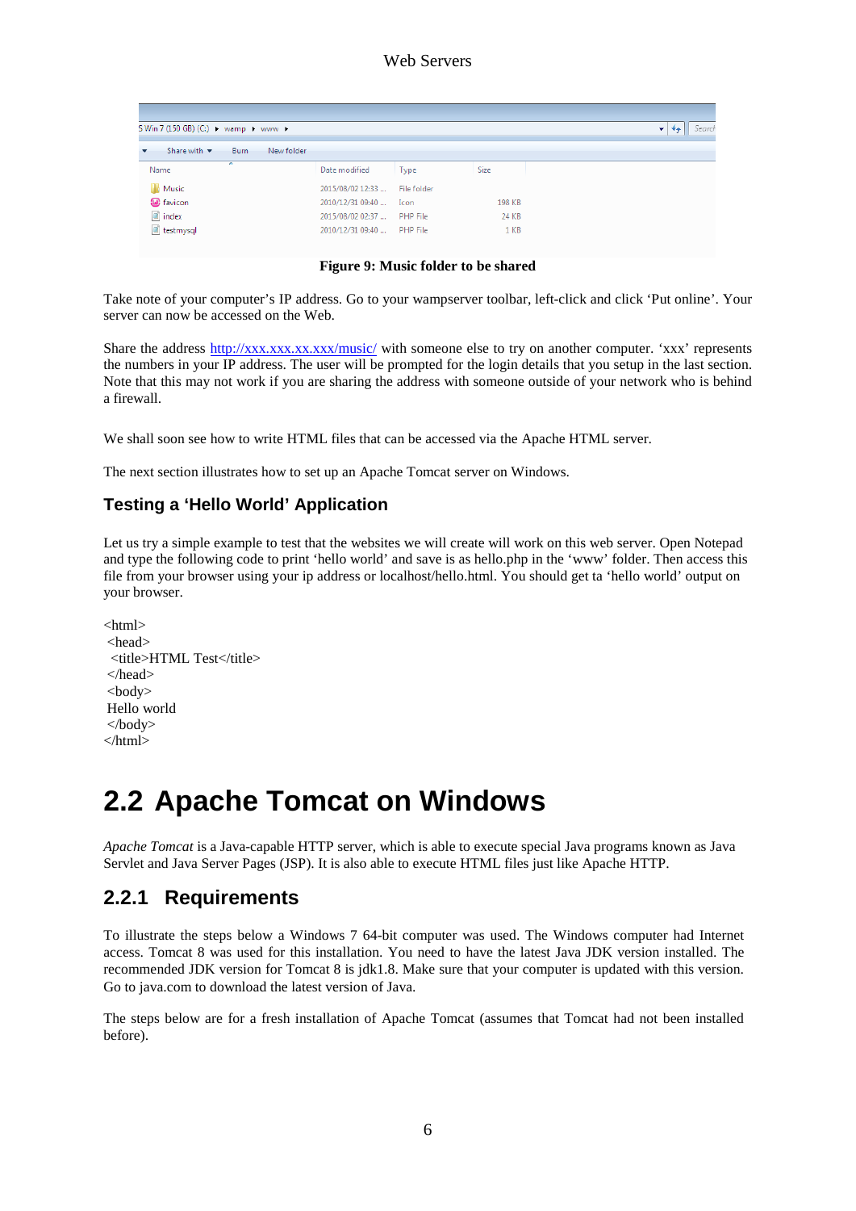**Figure 9: Music folder to be shared**

Take note of your computer's IP address. Go to your wampserver toolbar, left-click and click 'Put online'. Your server can now be accessed on the Web.

Share the address http://xxx.xxx.xx.xxx/music/ with someone else to try on another computer. 'xxx' represents the numbers in your IP address. The user will be prompted for the login details that you setup in the last section. Note that this may not work if you are sharing the address with someone outside of your network who is behind a firewall.

We shall soon see how to write HTML files that can be accessed via the Apache HTML server.

The next section illustrates how to set up an Apache Tomcat server on Windows.

### Testing a 'Hello World' Application

Let us try a simple example to test that the websites we will create will work on this web server. Open Notepad and type the following code to print 'hello world' and save is as hello.php in the 'www' folder. Then access this file from your browser using your ip address or localhost/hello.html. You should get ta 'hello world' output on your browser.

```
<html>
 <head>
  <title>HTML Test</title>
 </head>
 <body>
 Hello world
 </body>
</html>
```

# 2.2 Apache Tomcat on Windows

*Apache Tomcat* is a Java-capable HTTP server, which is able to execute special Java programs known as Java Servlet and Java Server Pages (JSP). It is also able to execute HTML files just like Apache HTTP.

## 2.2.1 Requirements

To illustrate the steps below a Windows 7 64-bit computer was used. The Windows computer had Internet access. Tomcat 8 was used for this installation. You need to have the latest Java JDK version installed. The recommended JDK version for Tomcat 8 is jdk1.8. Make sure that your computer is updated with this version. Go to java.com to download the latest version of Java.

The steps below are for a fresh installation of Apache Tomcat (assumes that Tomcat had not been installed before).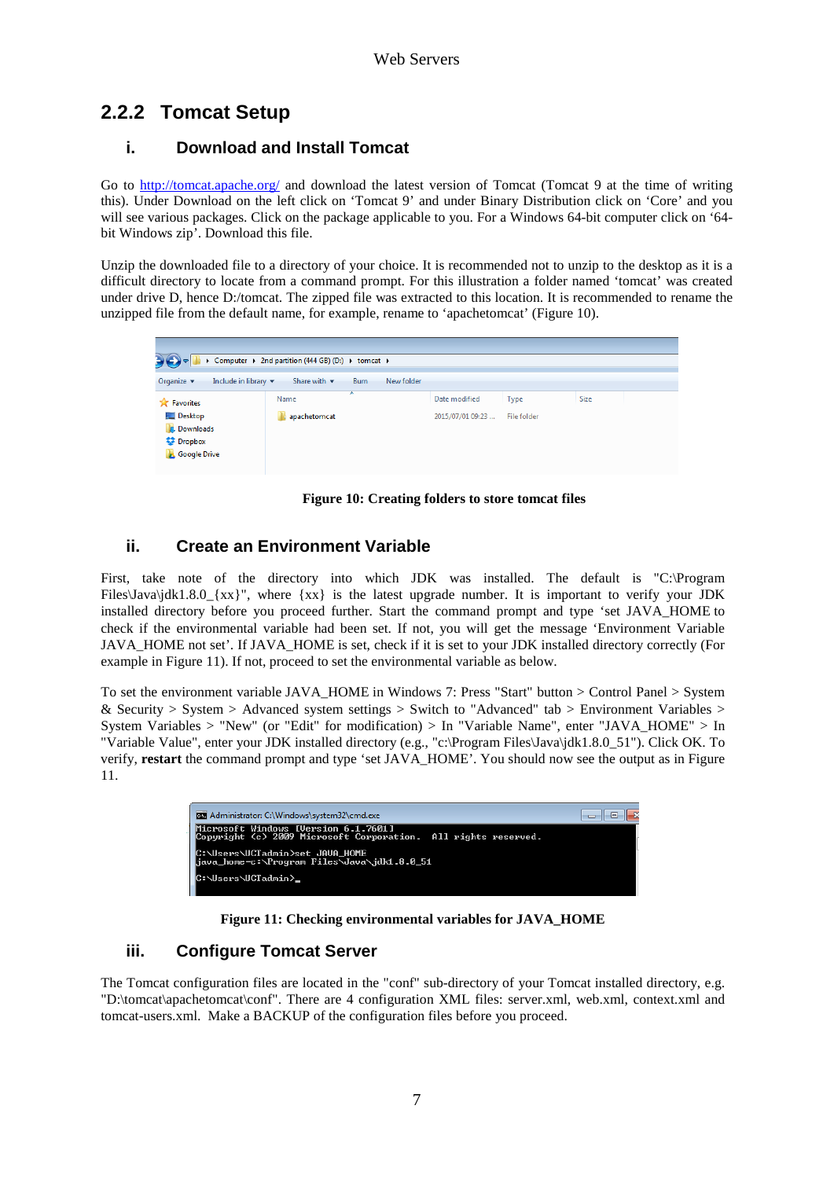## 2.2.2 Tomcat Setup

### i. Download and Install Tomcat

Go to http://tomcat.apache.org/ and download the latest version of Tomcat (Tomcat 9 at the time of writing this). Under Download on the left click on 'Tomcat 9' and under Binary Distribution click on 'Core' and you will see various packages. Click on the package applicable to you. For a Windows 64-bit computer click on '64-bit Windows zip'. Download this file.

Unzip the downloaded file to a directory of your choice. It is recommended not to unzip to the desktop as it is a difficult directory to locate from a command prompt. For this illustration a folder named 'tomcat' was created under drive D, hence D:/tomcat. The zipped file was extracted to this location. It is recommended to rename the unzipped file from the default name, for example, rename to 'apachetomcat' (Figure 10).

**Figure 10: Creating folders to store tomcat files**

### ii. Create an Environment Variable

First, take note of the directory into which JDK was installed. The default is "C:\Program Files\Java\jdk1.8.0_{xx}", where {xx} is the latest upgrade number. It is important to verify your JDK installed directory before you proceed further. Start the command prompt and type 'set JAVA_HOME to check if the environmental variable had been set. If not, you will get the message 'Environment Variable JAVA_HOME not set'. If JAVA_HOME is set, check if it is set to your JDK installed directory correctly (For example in Figure 11). If not, proceed to set the environmental variable as below.

To set the environment variable JAVA_HOME in Windows 7: Press "Start" button > Control Panel > System & Security > System > Advanced system settings > Switch to "Advanced" tab > Environment Variables > System Variables > "New" (or "Edit" for modification) > In "Variable Name", enter "JAVA_HOME" > In "Variable Value", enter your JDK installed directory (e.g., "c:\Program Files\Java\jdk1.8.0_51"). Click OK. To verify, **restart** the command prompt and type 'set JAVA_HOME'. You should now see the output as in Figure 11.

```
Microsoft Windows [Version 6.1.7601]
Copyright (c) 2009 Microsoft Corporation.  All rights reserved.

C:\Users\UCTadmin>set JAVA_HOME
java_home=c:\Program Files\Java\jdk1.8.0_51

C:\Users\UCTadmin>_
```

**Figure 11: Checking environmental variables for JAVA_HOME**

### iii. Configure Tomcat Server

The Tomcat configuration files are located in the "conf" sub-directory of your Tomcat installed directory, e.g. "D:\tomcat\apachetomcat\conf". There are 4 configuration XML files: server.xml, web.xml, context.xml and tomcat-users.xml. Make a BACKUP of the configuration files before you proceed.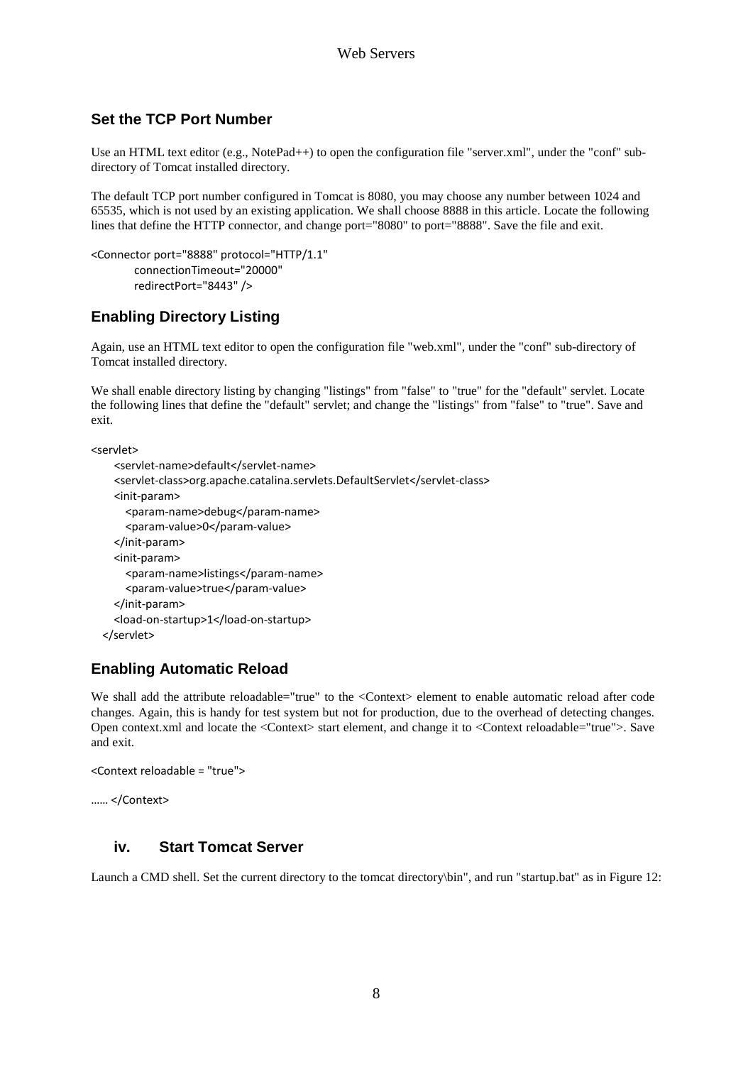## Set the TCP Port Number

Use an HTML text editor (e.g., NotePad++) to open the configuration file "server.xml", under the "conf" sub-directory of Tomcat installed directory.

The default TCP port number configured in Tomcat is 8080, you may choose any number between 1024 and 65535, which is not used by an existing application. We shall choose 8888 in this article. Locate the following lines that define the HTTP connector, and change port="8080" to port="8888". Save the file and exit.

```
<Connector port="8888" protocol="HTTP/1.1"
        connectionTimeout="20000"
        redirectPort="8443" />
```

## Enabling Directory Listing

Again, use an HTML text editor to open the configuration file "web.xml", under the "conf" sub-directory of Tomcat installed directory.

We shall enable directory listing by changing "listings" from "false" to "true" for the "default" servlet. Locate the following lines that define the "default" servlet; and change the "listings" from "false" to "true". Save and exit.

```
<servlet>
    <servlet-name>default</servlet-name>
    <servlet-class>org.apache.catalina.servlets.DefaultServlet</servlet-class>
    <init-param>
      <param-name>debug</param-name>
      <param-value>0</param-value>
    </init-param>
    <init-param>
      <param-name>listings</param-name>
      <param-value>true</param-value>
    </init-param>
    <load-on-startup>1</load-on-startup>
  </servlet>
```

## Enabling Automatic Reload

We shall add the attribute reloadable="true" to the <Context> element to enable automatic reload after code changes. Again, this is handy for test system but not for production, due to the overhead of detecting changes. Open context.xml and locate the <Context> start element, and change it to <Context reloadable="true">. Save and exit.

```
<Context reloadable = "true">

...... </Context>
```

### iv. Start Tomcat Server

Launch a CMD shell. Set the current directory to the tomcat directory\bin", and run "startup.bat" as in Figure 12: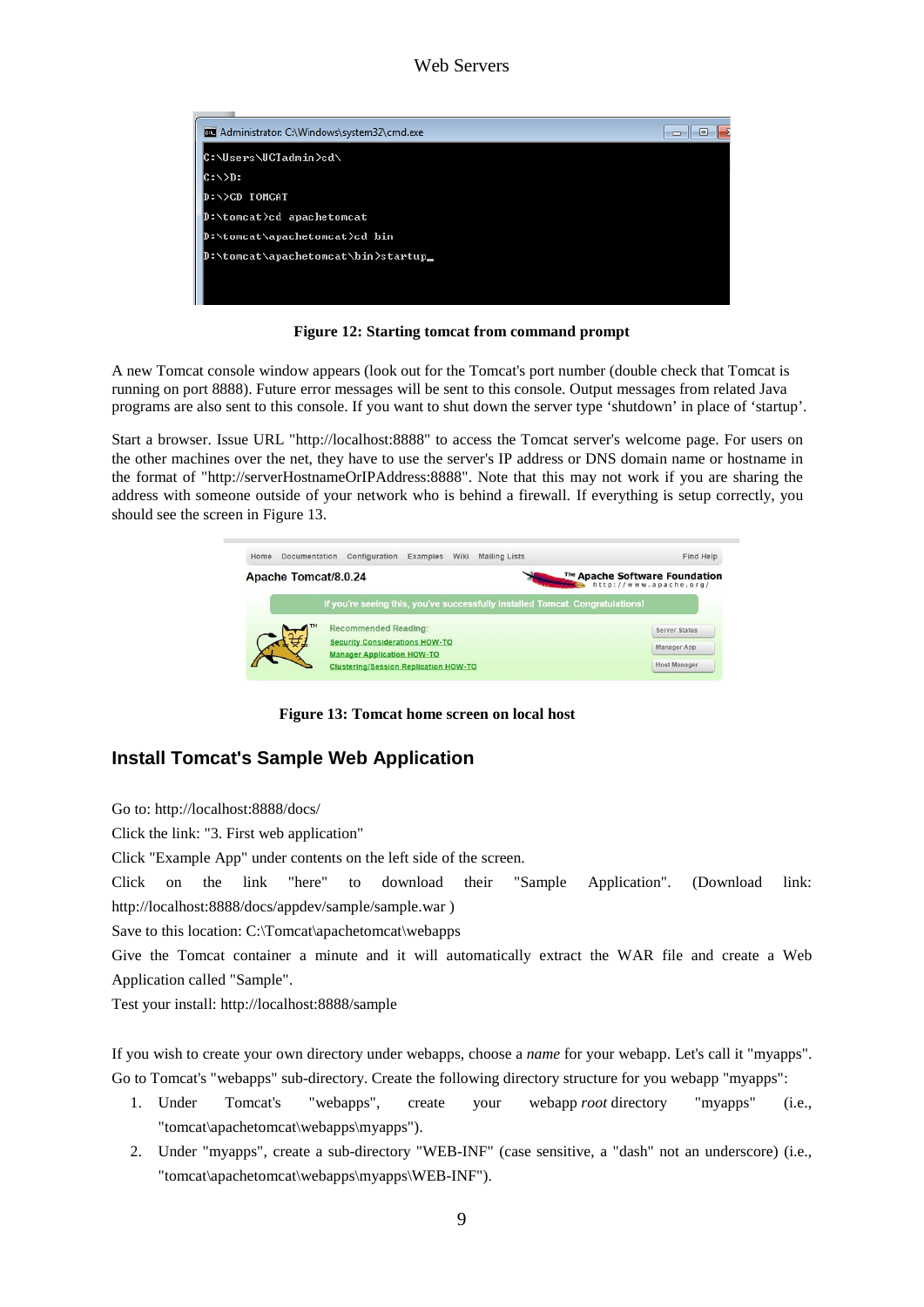Figure 12: Starting tomcat from command prompt

A new Tomcat console window appears (look out for the Tomcat's port number (double check that Tomcat is running on port 8888). Future error messages will be sent to this console. Output messages from related Java programs are also sent to this console. If you want to shut down the server type 'shutdown' in place of 'startup'.

Start a browser. Issue URL "http://localhost:8888" to access the Tomcat server's welcome page. For users on the other machines over the net, they have to use the server's IP address or DNS domain name or hostname in the format of "http://serverHostnameOrIPAddress:8888". Note that this may not work if you are sharing the address with someone outside of your network who is behind a firewall. If everything is setup correctly, you should see the screen in Figure 13.

Figure 13: Tomcat home screen on local host

## Install Tomcat's Sample Web Application

Go to: http://localhost:8888/docs/

Click the link: "3. First web application"

Click "Example App" under contents on the left side of the screen.

Click on the link "here" to download their "Sample Application". (Download link: http://localhost:8888/docs/appdev/sample/sample.war )

Save to this location: C:\Tomcat\apachetomcat\webapps

Give the Tomcat container a minute and it will automatically extract the WAR file and create a Web Application called "Sample".

Test your install: http://localhost:8888/sample

If you wish to create your own directory under webapps, choose a *name* for your webapp. Let's call it "myapps". Go to Tomcat's "webapps" sub-directory. Create the following directory structure for you webapp "myapps":

1. Under Tomcat's "webapps", create your webapp *root* directory "myapps" (i.e., "tomcat\apachetomcat\webapps\myapps").
2. Under "myapps", create a sub-directory "WEB-INF" (case sensitive, a "dash" not an underscore) (i.e., "tomcat\apachetomcat\webapps\myapps\WEB-INF").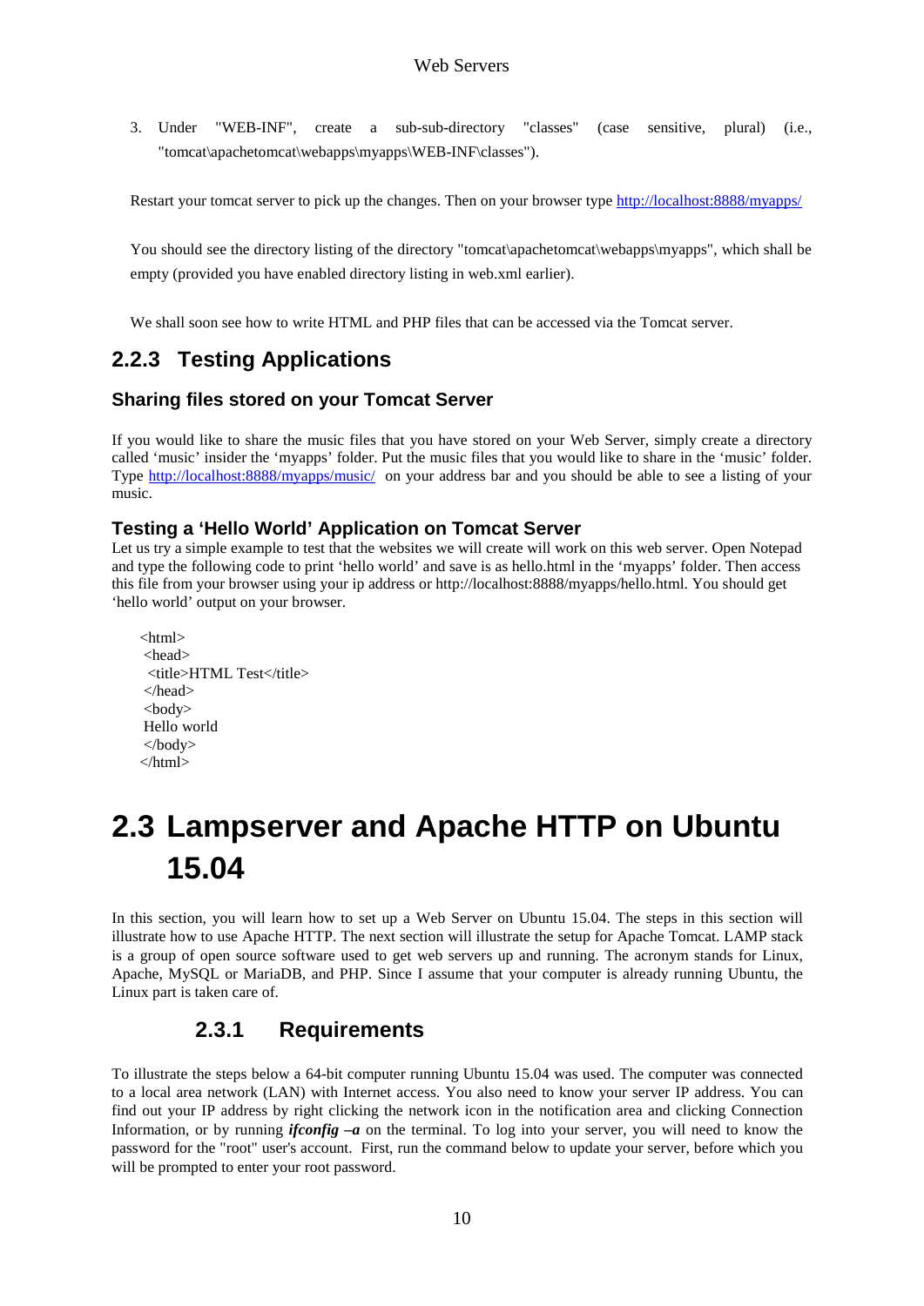3. Under "WEB-INF", create a sub-sub-directory "classes" (case sensitive, plural) (i.e., "tomcat\apachetomcat\webapps\myapps\WEB-INF\classes").

Restart your tomcat server to pick up the changes. Then on your browser type http://localhost:8888/myapps/

You should see the directory listing of the directory "tomcat\apachetomcat\webapps\myapps", which shall be empty (provided you have enabled directory listing in web.xml earlier).

We shall soon see how to write HTML and PHP files that can be accessed via the Tomcat server.

### 2.2.3 Testing Applications

#### Sharing files stored on your Tomcat Server

If you would like to share the music files that you have stored on your Web Server, simply create a directory called 'music' insider the 'myapps' folder. Put the music files that you would like to share in the 'music' folder. Type http://localhost:8888/myapps/music/ on your address bar and you should be able to see a listing of your music.

#### Testing a 'Hello World' Application on Tomcat Server

Let us try a simple example to test that the websites we will create will work on this web server. Open Notepad and type the following code to print 'hello world' and save is as hello.html in the 'myapps' folder. Then access this file from your browser using your ip address or http://localhost:8888/myapps/hello.html. You should get 'hello world' output on your browser.

```
<html>
 <head>
  <title>HTML Test</title>
 </head>
 <body>
 Hello world
 </body>
</html>
```

## 2.3 Lampserver and Apache HTTP on Ubuntu 15.04

In this section, you will learn how to set up a Web Server on Ubuntu 15.04. The steps in this section will illustrate how to use Apache HTTP. The next section will illustrate the setup for Apache Tomcat. LAMP stack is a group of open source software used to get web servers up and running. The acronym stands for Linux, Apache, MySQL or MariaDB, and PHP. Since I assume that your computer is already running Ubuntu, the Linux part is taken care of.

### 2.3.1 Requirements

To illustrate the steps below a 64-bit computer running Ubuntu 15.04 was used. The computer was connected to a local area network (LAN) with Internet access. You also need to know your server IP address. You can find out your IP address by right clicking the network icon in the notification area and clicking Connection Information, or by running ***ifconfig –a*** on the terminal. To log into your server, you will need to know the password for the "root" user's account. First, run the command below to update your server, before which you will be prompted to enter your root password.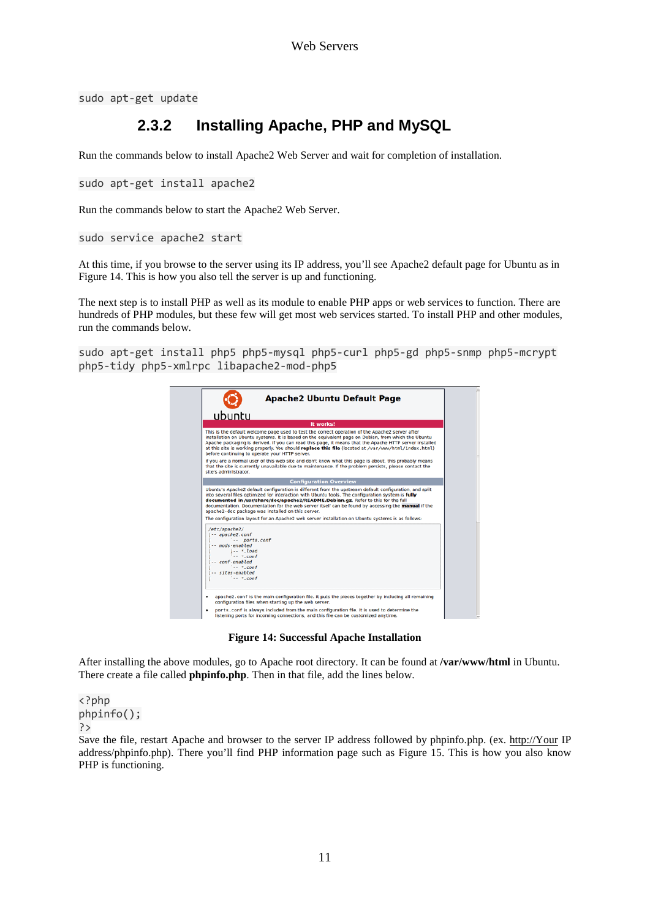```
sudo apt-get update
```

### 2.3.2 Installing Apache, PHP and MySQL

Run the commands below to install Apache2 Web Server and wait for completion of installation.

```
sudo apt-get install apache2
```

Run the commands below to start the Apache2 Web Server.

```
sudo service apache2 start
```

At this time, if you browse to the server using its IP address, you'll see Apache2 default page for Ubuntu as in Figure 14. This is how you also tell the server is up and functioning.

The next step is to install PHP as well as its module to enable PHP apps or web services to function. There are hundreds of PHP modules, but these few will get most web services started. To install PHP and other modules, run the commands below.

```
sudo apt-get install php5 php5-mysql php5-curl php5-gd php5-snmp php5-mcrypt
php5-tidy php5-xmlrpc libapache2-mod-php5
```

**Figure 14: Successful Apache Installation**

After installing the above modules, go to Apache root directory. It can be found at **/var/www/html** in Ubuntu. There create a file called **phpinfo.php**. Then in that file, add the lines below.

```
<?php
phpinfo();
?>
```

Save the file, restart Apache and browser to the server IP address followed by phpinfo.php. (ex. http://Your IP address/phpinfo.php). There you'll find PHP information page such as Figure 15. This is how you also know PHP is functioning.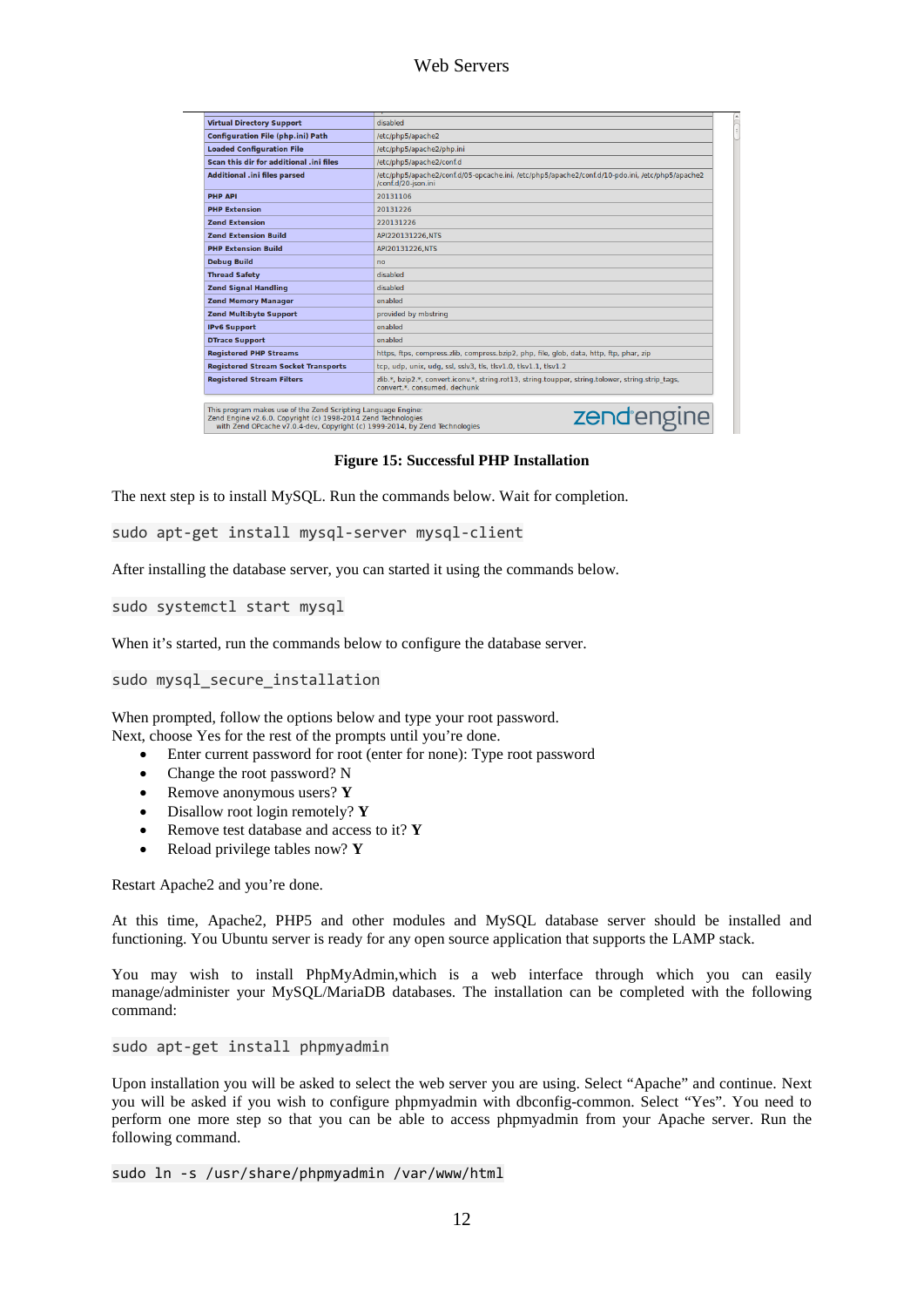| | |
|---|---|
| Virtual Directory Support | disabled |
| Configuration File (php.ini) Path | /etc/php5/apache2 |
| Loaded Configuration File | /etc/php5/apache2/php.ini |
| Scan this dir for additional .ini files | /etc/php5/apache2/conf.d |
| Additional .ini files parsed | /etc/php5/apache2/conf.d/05-opcache.ini, /etc/php5/apache2/conf.d/10-pdo.ini, /etc/php5/apache2/conf.d/20-json.ini |
| PHP API | 20131106 |
| PHP Extension | 20131226 |
| Zend Extension | 220131226 |
| Zend Extension Build | API220131226,NTS |
| PHP Extension Build | API20131226,NTS |
| Debug Build | no |
| Thread Safety | disabled |
| Zend Signal Handling | disabled |
| Zend Memory Manager | enabled |
| Zend Multibyte Support | provided by mbstring |
| IPv6 Support | enabled |
| DTrace Support | enabled |
| Registered PHP Streams | https, ftps, compress.zlib, compress.bzip2, php, file, glob, data, http, ftp, phar, zip |
| Registered Stream Socket Transports | tcp, udp, unix, udg, ssl, sslv3, tls, tlsv1.0, tlsv1.1, tlsv1.2 |
| Registered Stream Filters | zlib.*, bzip2.*, convert.iconv.*, string.rot13, string.toupper, string.tolower, string.strip_tags, convert.*, consumed, dechunk |

This program makes use of the Zend Scripting Language Engine:
Zend Engine v2.6.0, Copyright (c) 1998-2014 Zend Technologies
with Zend OPcache v7.0.4-dev, Copyright (c) 1999-2014, by Zend Technologies

zend engine

**Figure 15: Successful PHP Installation**

The next step is to install MySQL. Run the commands below. Wait for completion.

```
sudo apt-get install mysql-server mysql-client
```

After installing the database server, you can started it using the commands below.

```
sudo systemctl start mysql
```

When it's started, run the commands below to configure the database server.

```
sudo mysql_secure_installation
```

When prompted, follow the options below and type your root password.
Next, choose Yes for the rest of the prompts until you're done.

- Enter current password for root (enter for none): Type root password
- Change the root password? N
- Remove anonymous users? **Y**
- Disallow root login remotely? **Y**
- Remove test database and access to it? **Y**
- Reload privilege tables now? **Y**

Restart Apache2 and you're done.

At this time, Apache2, PHP5 and other modules and MySQL database server should be installed and functioning. You Ubuntu server is ready for any open source application that supports the LAMP stack.

You may wish to install PhpMyAdmin,which is a web interface through which you can easily manage/administer your MySQL/MariaDB databases. The installation can be completed with the following command:

```
sudo apt-get install phpmyadmin
```

Upon installation you will be asked to select the web server you are using. Select "Apache" and continue. Next you will be asked if you wish to configure phpmyadmin with dbconfig-common. Select "Yes". You need to perform one more step so that you can be able to access phpmyadmin from your Apache server. Run the following command.

```
sudo ln -s /usr/share/phpmyadmin /var/www/html
```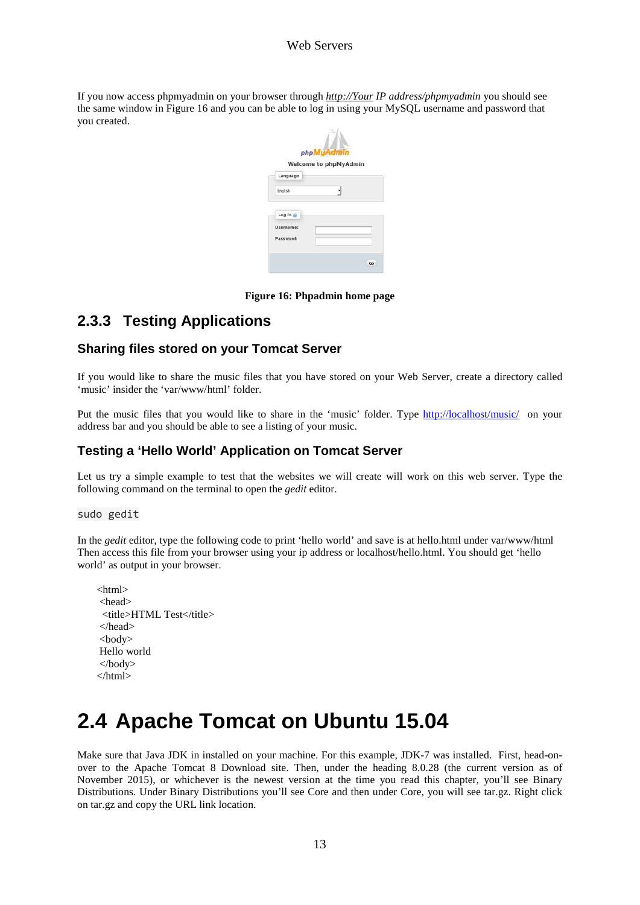If you now access phpmyadmin on your browser through *http://Your IP address/phpmyadmin* you should see the same window in Figure 16 and you can be able to log in using your MySQL username and password that you created.

**Figure 16: Phpadmin home page**

### 2.3.3 Testing Applications

#### Sharing files stored on your Tomcat Server

If you would like to share the music files that you have stored on your Web Server, create a directory called 'music' insider the 'var/www/html' folder.

Put the music files that you would like to share in the 'music' folder. Type http://localhost/music/ on your address bar and you should be able to see a listing of your music.

#### Testing a 'Hello World' Application on Tomcat Server

Let us try a simple example to test that the websites we will create will work on this web server. Type the following command on the terminal to open the *gedit* editor.

```
sudo gedit
```

In the *gedit* editor, type the following code to print 'hello world' and save is at hello.html under var/www/html Then access this file from your browser using your ip address or localhost/hello.html. You should get 'hello world' as output in your browser.

```
<html>
 <head>
  <title>HTML Test</title>
 </head>
 <body>
 Hello world
 </body>
</html>
```

## 2.4 Apache Tomcat on Ubuntu 15.04

Make sure that Java JDK in installed on your machine. For this example, JDK-7 was installed. First, head-on-over to the Apache Tomcat 8 Download site. Then, under the heading 8.0.28 (the current version as of November 2015), or whichever is the newest version at the time you read this chapter, you'll see Binary Distributions. Under Binary Distributions you'll see Core and then under Core, you will see tar.gz. Right click on tar.gz and copy the URL link location.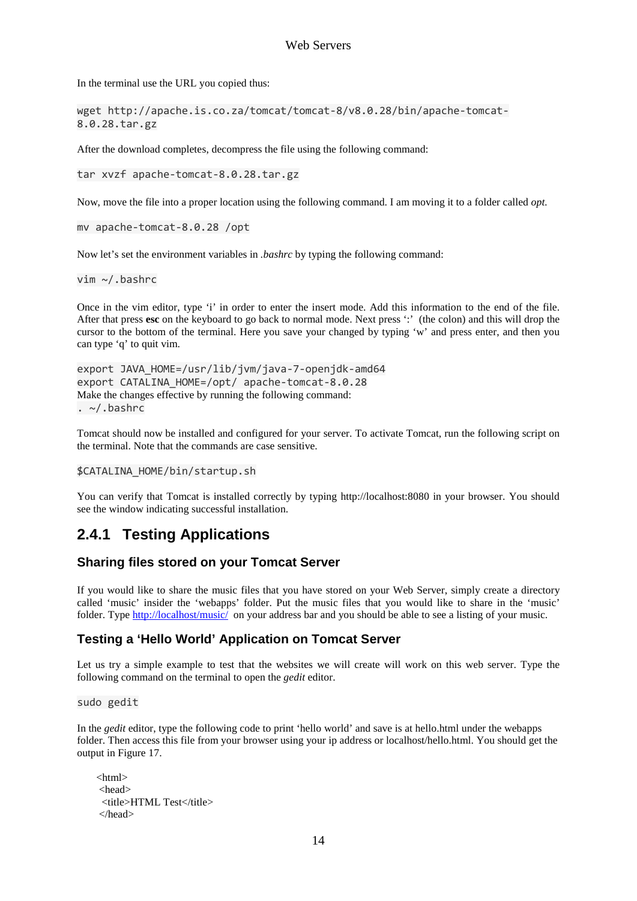In the terminal use the URL you copied thus:

```
wget http://apache.is.co.za/tomcat/tomcat-8/v8.0.28/bin/apache-tomcat-8.0.28.tar.gz
```

After the download completes, decompress the file using the following command:

```
tar xvzf apache-tomcat-8.0.28.tar.gz
```

Now, move the file into a proper location using the following command. I am moving it to a folder called *opt.*

```
mv apache-tomcat-8.0.28 /opt
```

Now let's set the environment variables in *.bashrc* by typing the following command:

```
vim ~/.bashrc
```

Once in the vim editor, type 'i' in order to enter the insert mode. Add this information to the end of the file. After that press **esc** on the keyboard to go back to normal mode. Next press ':' (the colon) and this will drop the cursor to the bottom of the terminal. Here you save your changed by typing 'w' and press enter, and then you can type 'q' to quit vim.

```
export JAVA_HOME=/usr/lib/jvm/java-7-openjdk-amd64
export CATALINA_HOME=/opt/ apache-tomcat-8.0.28
```

Make the changes effective by running the following command:

```
. ~/.bashrc
```

Tomcat should now be installed and configured for your server. To activate Tomcat, run the following script on the terminal. Note that the commands are case sensitive.

```
$CATALINA_HOME/bin/startup.sh
```

You can verify that Tomcat is installed correctly by typing http://localhost:8080 in your browser. You should see the window indicating successful installation.

## 2.4.1 Testing Applications

### Sharing files stored on your Tomcat Server

If you would like to share the music files that you have stored on your Web Server, simply create a directory called 'music' insider the 'webapps' folder. Put the music files that you would like to share in the 'music' folder. Type [http://localhost/music/](http://localhost/music/) on your address bar and you should be able to see a listing of your music.

### Testing a 'Hello World' Application on Tomcat Server

Let us try a simple example to test that the websites we will create will work on this web server. Type the following command on the terminal to open the *gedit* editor.

```
sudo gedit
```

In the *gedit* editor, type the following code to print 'hello world' and save is at hello.html under the webapps folder. Then access this file from your browser using your ip address or localhost/hello.html. You should get the output in Figure 17.

```
<html>
 <head>
  <title>HTML Test</title>
 </head>
```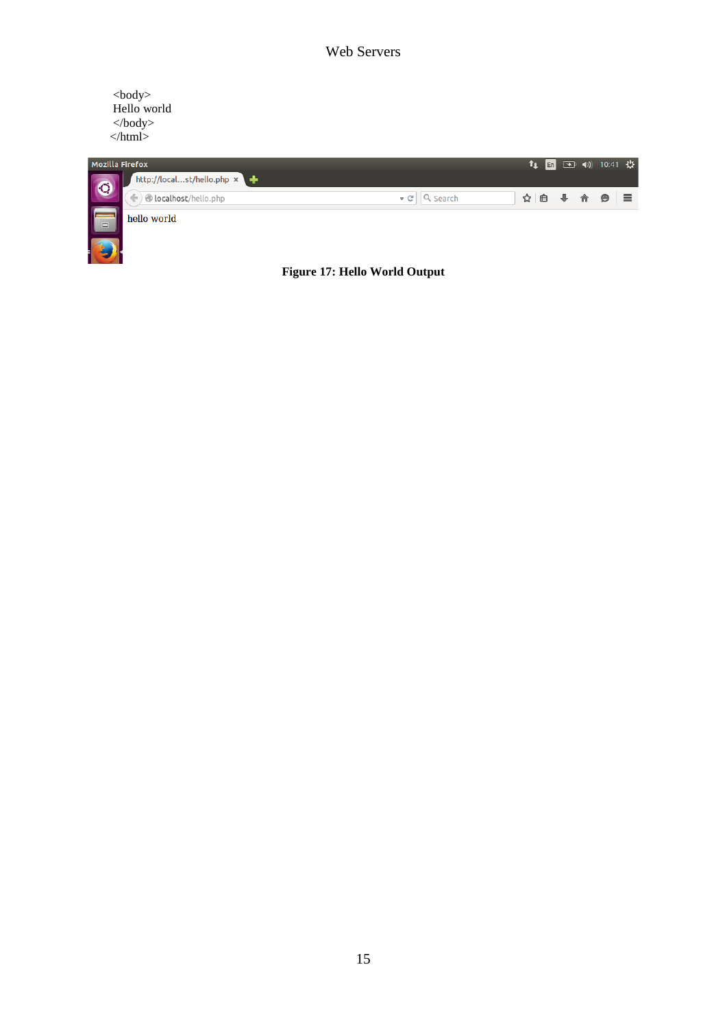```
<body>
Hello world
</body>
</html>
```

**Figure 17: Hello World Output**